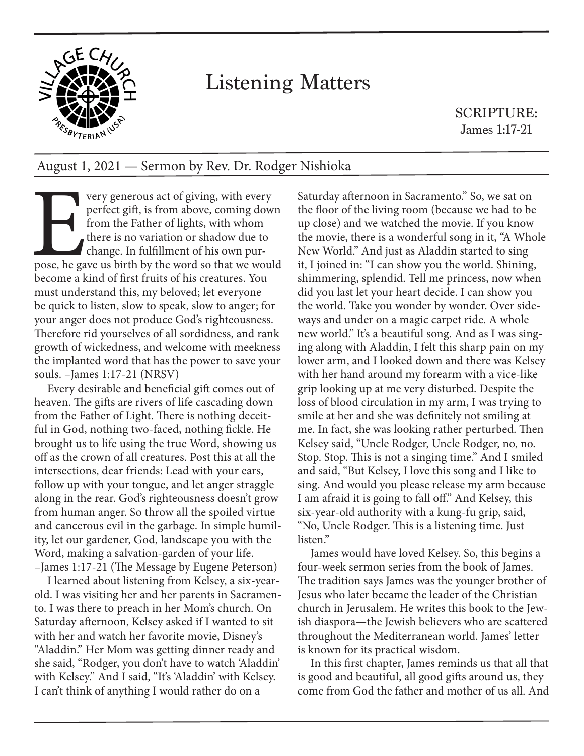# Listening Matters

SCRIPTURE:
James 1:17-21

August 1, 2021 — Sermon by Rev. Dr. Rodger Nishioka

Every generous act of giving, with every perfect gift, is from above, coming down from the Father of lights, with whom there is no variation or shadow due to change. In fulfillment of his own purpose, he gave us birth by the word so that we would become a kind of first fruits of his creatures. You must understand this, my beloved; let everyone be quick to listen, slow to speak, slow to anger; for your anger does not produce God's righteousness. Therefore rid yourselves of all sordidness, and rank growth of wickedness, and welcome with meekness the implanted word that has the power to save your souls. –James 1:17-21 (NRSV)

Every desirable and beneficial gift comes out of heaven. The gifts are rivers of life cascading down from the Father of Light. There is nothing deceitful in God, nothing two-faced, nothing fickle. He brought us to life using the true Word, showing us off as the crown of all creatures. Post this at all the intersections, dear friends: Lead with your ears, follow up with your tongue, and let anger straggle along in the rear. God's righteousness doesn't grow from human anger. So throw all the spoiled virtue and cancerous evil in the garbage. In simple humility, let our gardener, God, landscape you with the Word, making a salvation-garden of your life. –James 1:17-21 (The Message by Eugene Peterson)

I learned about listening from Kelsey, a six-year-old. I was visiting her and her parents in Sacramento. I was there to preach in her Mom's church. On Saturday afternoon, Kelsey asked if I wanted to sit with her and watch her favorite movie, Disney's "Aladdin." Her Mom was getting dinner ready and she said, "Rodger, you don't have to watch 'Aladdin' with Kelsey." And I said, "It's 'Aladdin' with Kelsey. I can't think of anything I would rather do on a Saturday afternoon in Sacramento." So, we sat on the floor of the living room (because we had to be up close) and we watched the movie. If you know the movie, there is a wonderful song in it, "A Whole New World." And just as Aladdin started to sing it, I joined in: "I can show you the world. Shining, shimmering, splendid. Tell me princess, now when did you last let your heart decide. I can show you the world. Take you wonder by wonder. Over sideways and under on a magic carpet ride. A whole new world." It's a beautiful song. And as I was singing along with Aladdin, I felt this sharp pain on my lower arm, and I looked down and there was Kelsey with her hand around my forearm with a vice-like grip looking up at me very disturbed. Despite the loss of blood circulation in my arm, I was trying to smile at her and she was definitely not smiling at me. In fact, she was looking rather perturbed. Then Kelsey said, "Uncle Rodger, Uncle Rodger, no, no. Stop. Stop. This is not a singing time." And I smiled and said, "But Kelsey, I love this song and I like to sing. And would you please release my arm because I am afraid it is going to fall off." And Kelsey, this six-year-old authority with a kung-fu grip, said, "No, Uncle Rodger. This is a listening time. Just listen."

James would have loved Kelsey. So, this begins a four-week sermon series from the book of James. The tradition says James was the younger brother of Jesus who later became the leader of the Christian church in Jerusalem. He writes this book to the Jewish diaspora—the Jewish believers who are scattered throughout the Mediterranean world. James' letter is known for its practical wisdom.

In this first chapter, James reminds us that all that is good and beautiful, all good gifts around us, they come from God the father and mother of us all. And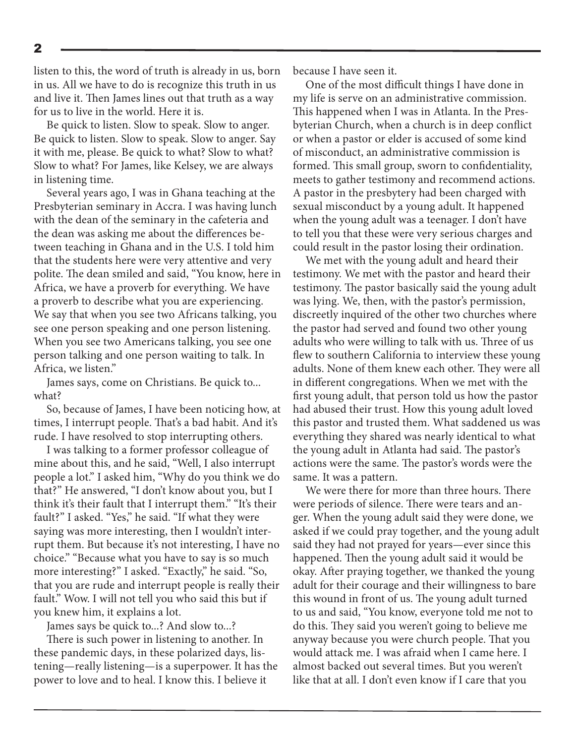listen to this, the word of truth is already in us, born in us. All we have to do is recognize this truth in us and live it. Then James lines out that truth as a way for us to live in the world. Here it is.

Be quick to listen. Slow to speak. Slow to anger. Be quick to listen. Slow to speak. Slow to anger. Say it with me, please. Be quick to what? Slow to what? Slow to what? For James, like Kelsey, we are always in listening time.

Several years ago, I was in Ghana teaching at the Presbyterian seminary in Accra. I was having lunch with the dean of the seminary in the cafeteria and the dean was asking me about the differences between teaching in Ghana and in the U.S. I told him that the students here were very attentive and very polite. The dean smiled and said, "You know, here in Africa, we have a proverb for everything. We have a proverb to describe what you are experiencing. We say that when you see two Africans talking, you see one person speaking and one person listening. When you see two Americans talking, you see one person talking and one person waiting to talk. In Africa, we listen."

James says, come on Christians. Be quick to... what?

So, because of James, I have been noticing how, at times, I interrupt people. That's a bad habit. And it's rude. I have resolved to stop interrupting others.

I was talking to a former professor colleague of mine about this, and he said, "Well, I also interrupt people a lot." I asked him, "Why do you think we do that?" He answered, "I don't know about you, but I think it's their fault that I interrupt them." "It's their fault?" I asked. "Yes," he said. "If what they were saying was more interesting, then I wouldn't interrupt them. But because it's not interesting, I have no choice." "Because what you have to say is so much more interesting?" I asked. "Exactly," he said. "So, that you are rude and interrupt people is really their fault." Wow. I will not tell you who said this but if you knew him, it explains a lot.

James says be quick to...? And slow to...?

There is such power in listening to another. In these pandemic days, in these polarized days, listening—really listening—is a superpower. It has the power to love and to heal. I know this. I believe it because I have seen it.

One of the most difficult things I have done in my life is serve on an administrative commission. This happened when I was in Atlanta. In the Presbyterian Church, when a church is in deep conflict or when a pastor or elder is accused of some kind of misconduct, an administrative commission is formed. This small group, sworn to confidentiality, meets to gather testimony and recommend actions. A pastor in the presbytery had been charged with sexual misconduct by a young adult. It happened when the young adult was a teenager. I don't have to tell you that these were very serious charges and could result in the pastor losing their ordination.

We met with the young adult and heard their testimony. We met with the pastor and heard their testimony. The pastor basically said the young adult was lying. We, then, with the pastor's permission, discreetly inquired of the other two churches where the pastor had served and found two other young adults who were willing to talk with us. Three of us flew to southern California to interview these young adults. None of them knew each other. They were all in different congregations. When we met with the first young adult, that person told us how the pastor had abused their trust. How this young adult loved this pastor and trusted them. What saddened us was everything they shared was nearly identical to what the young adult in Atlanta had said. The pastor's actions were the same. The pastor's words were the same. It was a pattern.

We were there for more than three hours. There were periods of silence. There were tears and anger. When the young adult said they were done, we asked if we could pray together, and the young adult said they had not prayed for years—ever since this happened. Then the young adult said it would be okay. After praying together, we thanked the young adult for their courage and their willingness to bare this wound in front of us. The young adult turned to us and said, "You know, everyone told me not to do this. They said you weren't going to believe me anyway because you were church people. That you would attack me. I was afraid when I came here. I almost backed out several times. But you weren't like that at all. I don't even know if I care that you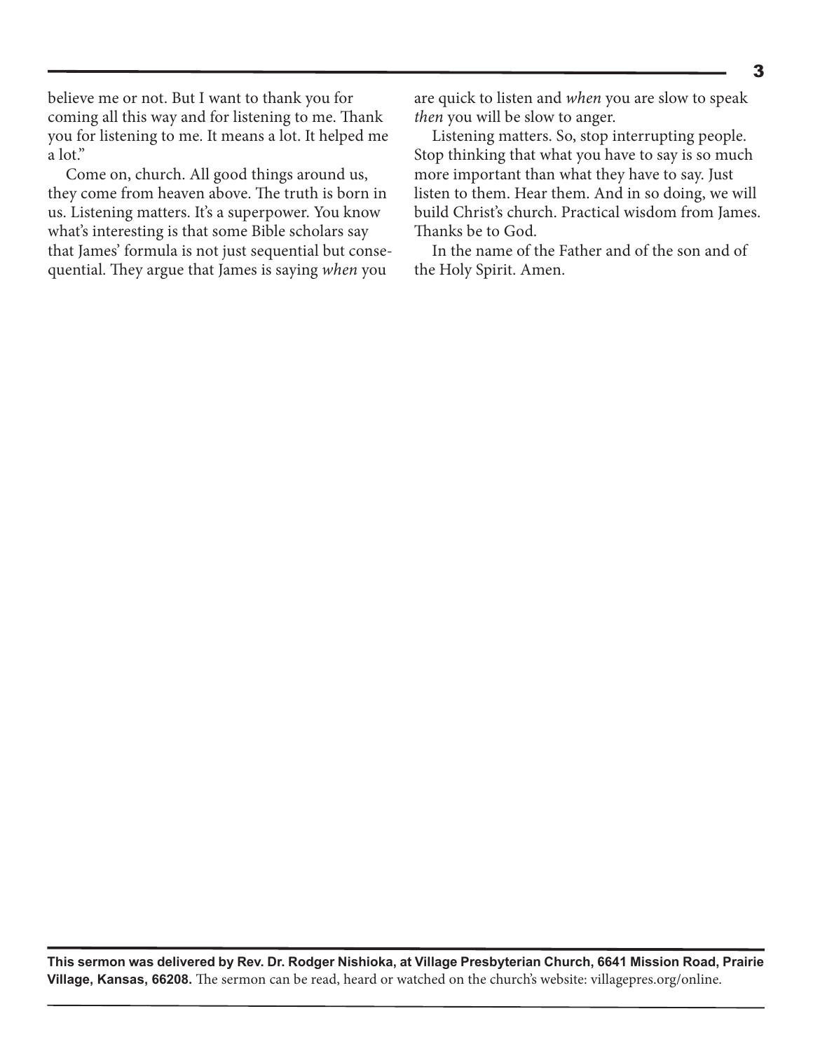believe me or not. But I want to thank you for coming all this way and for listening to me. Thank you for listening to me. It means a lot. It helped me a lot."

Come on, church. All good things around us, they come from heaven above. The truth is born in us. Listening matters. It's a superpower. You know what's interesting is that some Bible scholars say that James' formula is not just sequential but consequential. They argue that James is saying *when* you are quick to listen and *when* you are slow to speak *then* you will be slow to anger.

Listening matters. So, stop interrupting people. Stop thinking that what you have to say is so much more important than what they have to say. Just listen to them. Hear them. And in so doing, we will build Christ's church. Practical wisdom from James. Thanks be to God.

In the name of the Father and of the son and of the Holy Spirit. Amen.

**This sermon was delivered by Rev. Dr. Rodger Nishioka, at Village Presbyterian Church, 6641 Mission Road, Prairie Village, Kansas, 66208.** The sermon can be read, heard or watched on the church's website: villagepres.org/online.